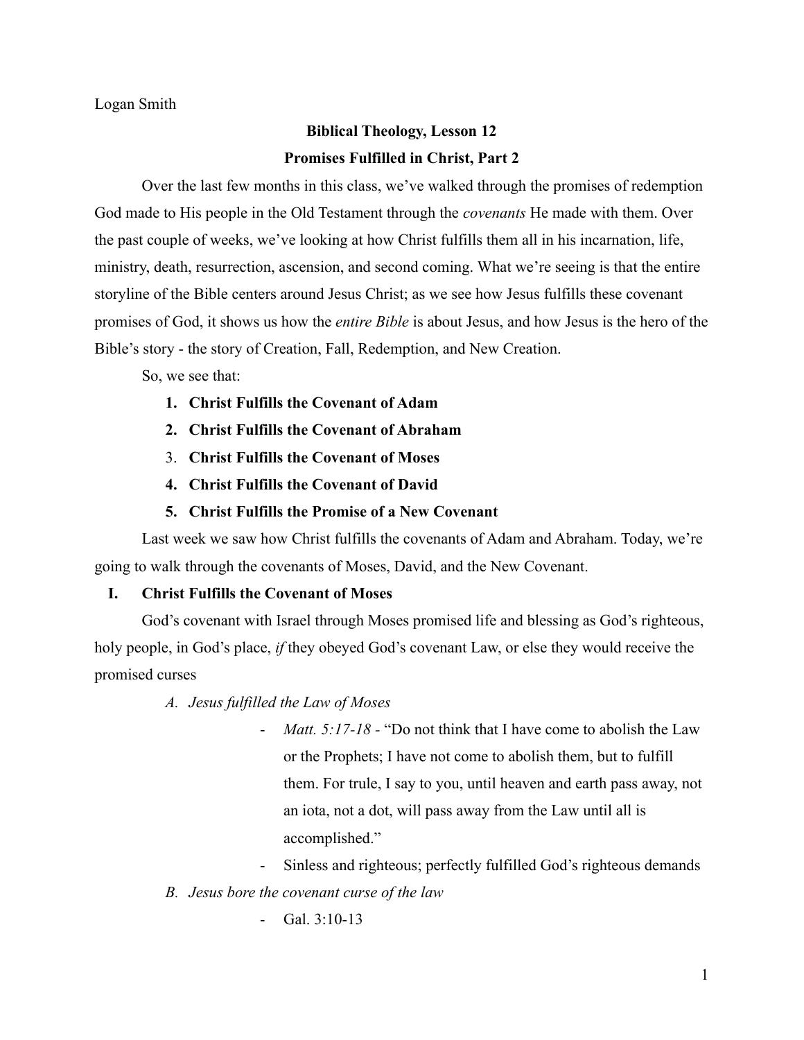Logan Smith

**Biblical Theology, Lesson 12**

**Promises Fulfilled in Christ, Part 2**

Over the last few months in this class, we've walked through the promises of redemption God made to His people in the Old Testament through the *covenants* He made with them. Over the past couple of weeks, we've looking at how Christ fulfills them all in his incarnation, life, ministry, death, resurrection, ascension, and second coming. What we're seeing is that the entire storyline of the Bible centers around Jesus Christ; as we see how Jesus fulfills these covenant promises of God, it shows us how the *entire Bible* is about Jesus, and how Jesus is the hero of the Bible's story - the story of Creation, Fall, Redemption, and New Creation.

So, we see that:

1. **Christ Fulfills the Covenant of Adam**
2. **Christ Fulfills the Covenant of Abraham**
3. **Christ Fulfills the Covenant of Moses**
4. **Christ Fulfills the Covenant of David**
5. **Christ Fulfills the Promise of a New Covenant**

Last week we saw how Christ fulfills the covenants of Adam and Abraham. Today, we're going to walk through the covenants of Moses, David, and the New Covenant.

## I. Christ Fulfills the Covenant of Moses

God's covenant with Israel through Moses promised life and blessing as God's righteous, holy people, in God's place, *if* they obeyed God's covenant Law, or else they would receive the promised curses

*A. Jesus fulfilled the Law of Moses*

- *Matt. 5:17-18* - "Do not think that I have come to abolish the Law or the Prophets; I have not come to abolish them, but to fulfill them. For trule, I say to you, until heaven and earth pass away, not an iota, not a dot, will pass away from the Law until all is accomplished."
- Sinless and righteous; perfectly fulfilled God's righteous demands

*B. Jesus bore the covenant curse of the law*

- Gal. 3:10-13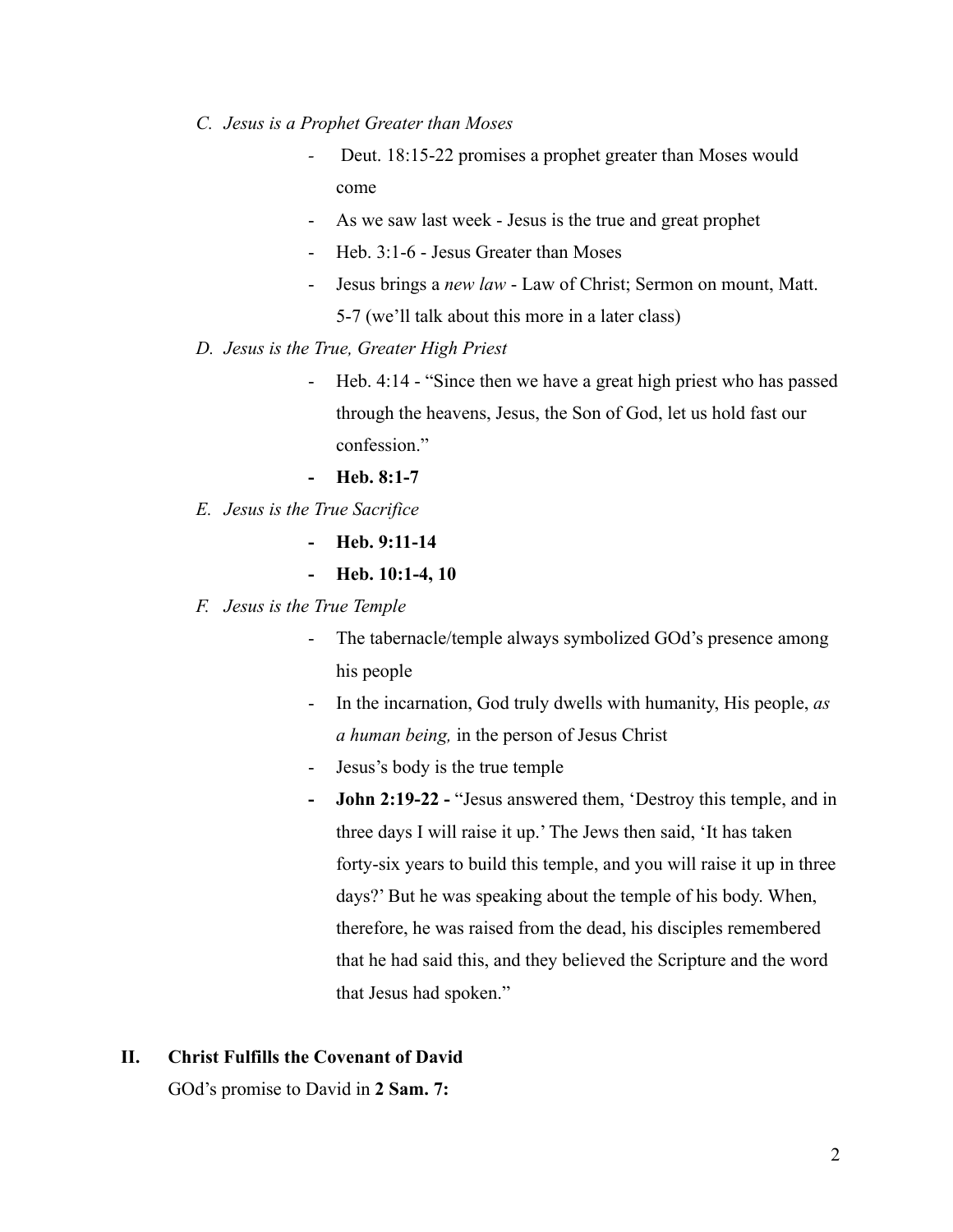*C. Jesus is a Prophet Greater than Moses*

- Deut. 18:15-22 promises a prophet greater than Moses would come
- As we saw last week - Jesus is the true and great prophet
- Heb. 3:1-6 - Jesus Greater than Moses
- Jesus brings a *new law* - Law of Christ; Sermon on mount, Matt. 5-7 (we'll talk about this more in a later class)

*D. Jesus is the True, Greater High Priest*

- Heb. 4:14 - "Since then we have a great high priest who has passed through the heavens, Jesus, the Son of God, let us hold fast our confession."
- **Heb. 8:1-7**

*E. Jesus is the True Sacrifice*

- **Heb. 9:11-14**
- **Heb. 10:1-4, 10**

*F. Jesus is the True Temple*

- The tabernacle/temple always symbolized GOd's presence among his people
- In the incarnation, God truly dwells with humanity, His people, *as a human being,* in the person of Jesus Christ
- Jesus's body is the true temple
- **John 2:19-22 -** "Jesus answered them, 'Destroy this temple, and in three days I will raise it up.' The Jews then said, 'It has taken forty-six years to build this temple, and you will raise it up in three days?' But he was speaking about the temple of his body. When, therefore, he was raised from the dead, his disciples remembered that he had said this, and they believed the Scripture and the word that Jesus had spoken."

## II. Christ Fulfills the Covenant of David

GOd's promise to David in **2 Sam. 7:**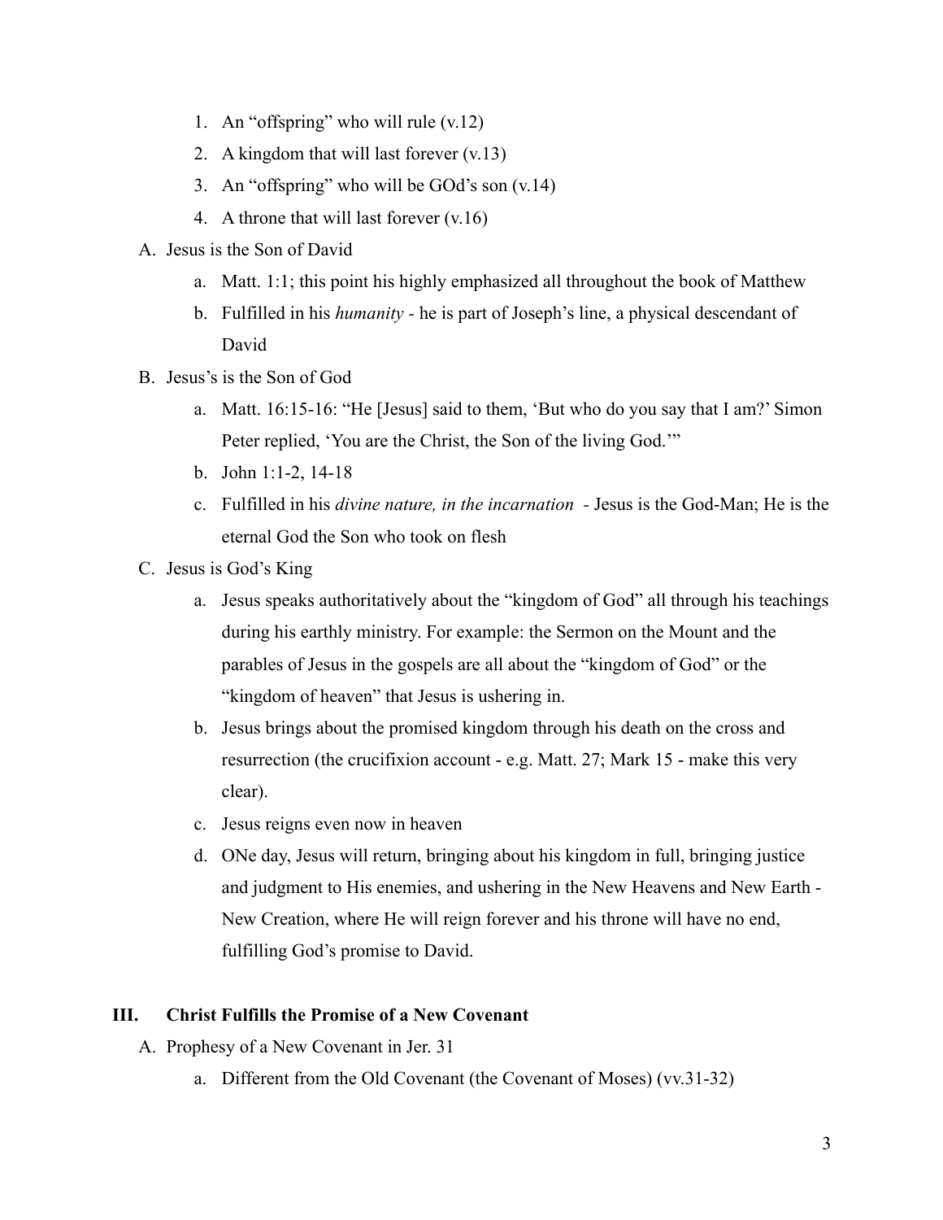1. An "offspring" who will rule (v.12)
2. A kingdom that will last forever (v.13)
3. An "offspring" who will be GOd's son (v.14)
4. A throne that will last forever (v.16)

A. Jesus is the Son of David
   a. Matt. 1:1; this point his highly emphasized all throughout the book of Matthew
   b. Fulfilled in his *humanity* - he is part of Joseph's line, a physical descendant of David

B. Jesus's is the Son of God
   a. Matt. 16:15-16: "He [Jesus] said to them, 'But who do you say that I am?' Simon Peter replied, 'You are the Christ, the Son of the living God.'"
   b. John 1:1-2, 14-18
   c. Fulfilled in his *divine nature, in the incarnation* - Jesus is the God-Man; He is the eternal God the Son who took on flesh

C. Jesus is God's King
   a. Jesus speaks authoritatively about the "kingdom of God" all through his teachings during his earthly ministry. For example: the Sermon on the Mount and the parables of Jesus in the gospels are all about the "kingdom of God" or the "kingdom of heaven" that Jesus is ushering in.
   b. Jesus brings about the promised kingdom through his death on the cross and resurrection (the crucifixion account - e.g. Matt. 27; Mark 15 - make this very clear).
   c. Jesus reigns even now in heaven
   d. ONe day, Jesus will return, bringing about his kingdom in full, bringing justice and judgment to His enemies, and ushering in the New Heavens and New Earth - New Creation, where He will reign forever and his throne will have no end, fulfilling God's promise to David.

## III. Christ Fulfills the Promise of a New Covenant

A. Prophesy of a New Covenant in Jer. 31
   a. Different from the Old Covenant (the Covenant of Moses) (vv.31-32)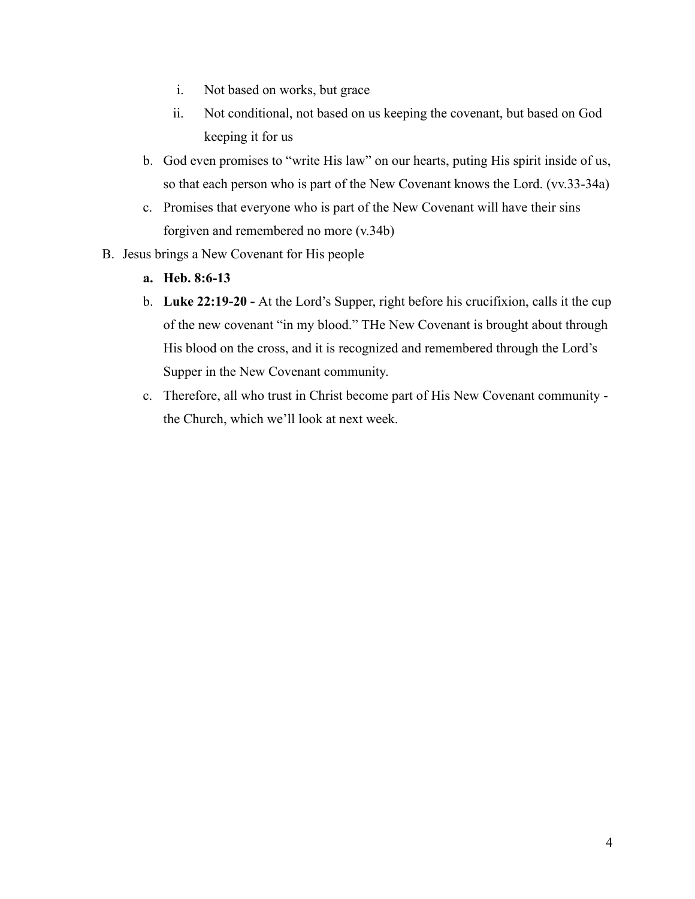i. Not based on works, but grace
        ii. Not conditional, not based on us keeping the covenant, but based on God keeping it for us
    b. God even promises to "write His law" on our hearts, puting His spirit inside of us, so that each person who is part of the New Covenant knows the Lord. (vv.33-34a)
    c. Promises that everyone who is part of the New Covenant will have their sins forgiven and remembered no more (v.34b)

B. Jesus brings a New Covenant for His people
    a. **Heb. 8:6-13**
    b. **Luke 22:19-20 -** At the Lord's Supper, right before his crucifixion, calls it the cup of the new covenant "in my blood." THe New Covenant is brought about through His blood on the cross, and it is recognized and remembered through the Lord's Supper in the New Covenant community.
    c. Therefore, all who trust in Christ become part of His New Covenant community - the Church, which we'll look at next week.